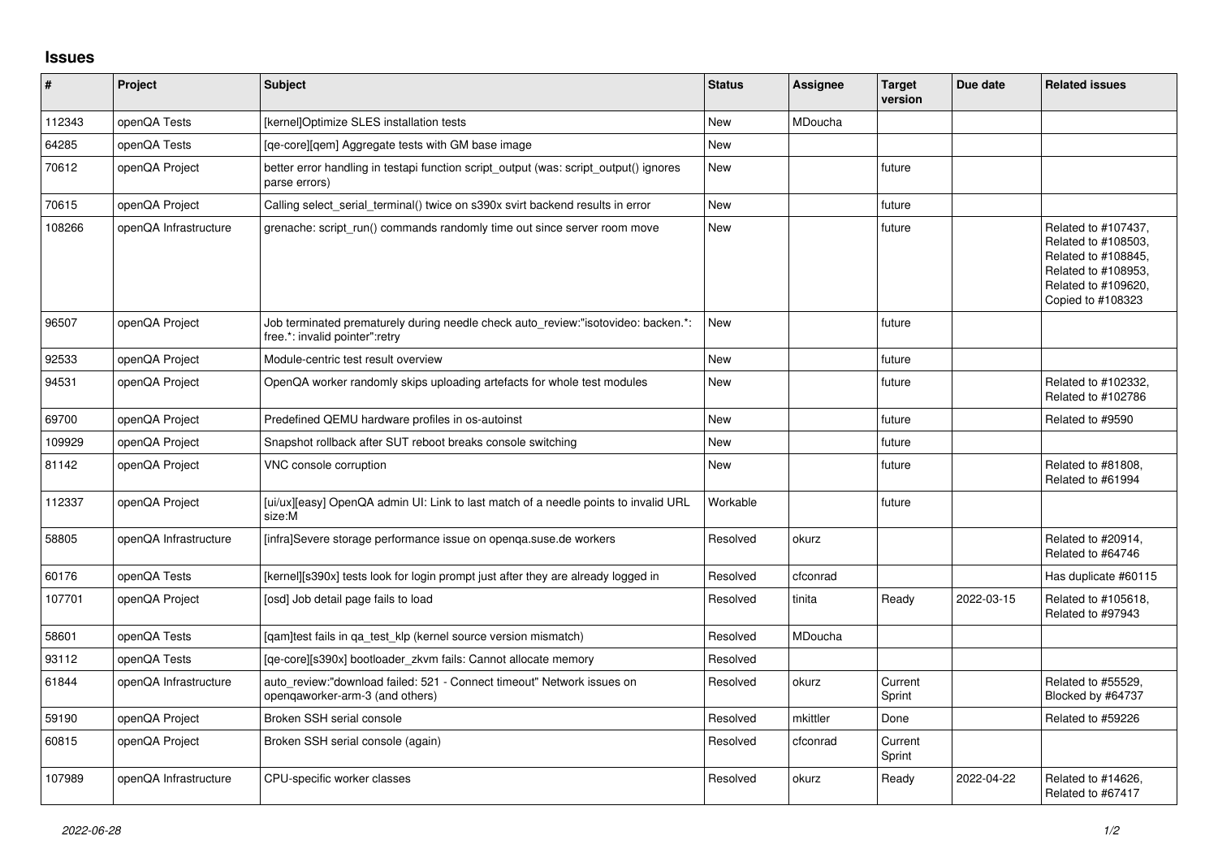## Issues

| # | Project | Subject | Status | Assignee | Target version | Due date | Related issues |
|---|---|---|---|---|---|---|---|
| 112343 | openQA Tests | [kernel]Optimize SLES installation tests | New | MDoucha | | | |
| 64285 | openQA Tests | [qe-core][qem] Aggregate tests with GM base image | New | | | | |
| 70612 | openQA Project | better error handling in testapi function script_output (was: script_output() ignores parse errors) | New | | future | | |
| 70615 | openQA Project | Calling select_serial_terminal() twice on s390x svirt backend results in error | New | | future | | |
| 108266 | openQA Infrastructure | grenache: script_run() commands randomly time out since server room move | New | | future | | Related to #107437, Related to #108503, Related to #108845, Related to #108953, Related to #109620, Copied to #108323 |
| 96507 | openQA Project | Job terminated prematurely during needle check auto_review:"isotovideo: backen.*: free.*: invalid pointer":retry | New | | future | | |
| 92533 | openQA Project | Module-centric test result overview | New | | future | | |
| 94531 | openQA Project | OpenQA worker randomly skips uploading artefacts for whole test modules | New | | future | | Related to #102332, Related to #102786 |
| 69700 | openQA Project | Predefined QEMU hardware profiles in os-autoinst | New | | future | | Related to #9590 |
| 109929 | openQA Project | Snapshot rollback after SUT reboot breaks console switching | New | | future | | |
| 81142 | openQA Project | VNC console corruption | New | | future | | Related to #81808, Related to #61994 |
| 112337 | openQA Project | [ui/ux][easy] OpenQA admin UI: Link to last match of a needle points to invalid URL size:M | Workable | | future | | |
| 58805 | openQA Infrastructure | [infra]Severe storage performance issue on openqa.suse.de workers | Resolved | okurz | | | Related to #20914, Related to #64746 |
| 60176 | openQA Tests | [kernel][s390x] tests look for login prompt just after they are already logged in | Resolved | cfconrad | | | Has duplicate #60115 |
| 107701 | openQA Project | [osd] Job detail page fails to load | Resolved | tinita | Ready | 2022-03-15 | Related to #105618, Related to #97943 |
| 58601 | openQA Tests | [qam]test fails in qa_test_klp (kernel source version mismatch) | Resolved | MDoucha | | | |
| 93112 | openQA Tests | [qe-core][s390x] bootloader_zkvm fails: Cannot allocate memory | Resolved | | | | |
| 61844 | openQA Infrastructure | auto_review:"download failed: 521 - Connect timeout" Network issues on openqaworker-arm-3 (and others) | Resolved | okurz | Current Sprint | | Related to #55529, Blocked by #64737 |
| 59190 | openQA Project | Broken SSH serial console | Resolved | mkittler | Done | | Related to #59226 |
| 60815 | openQA Project | Broken SSH serial console (again) | Resolved | cfconrad | Current Sprint | | |
| 107989 | openQA Infrastructure | CPU-specific worker classes | Resolved | okurz | Ready | 2022-04-22 | Related to #14626, Related to #67417 |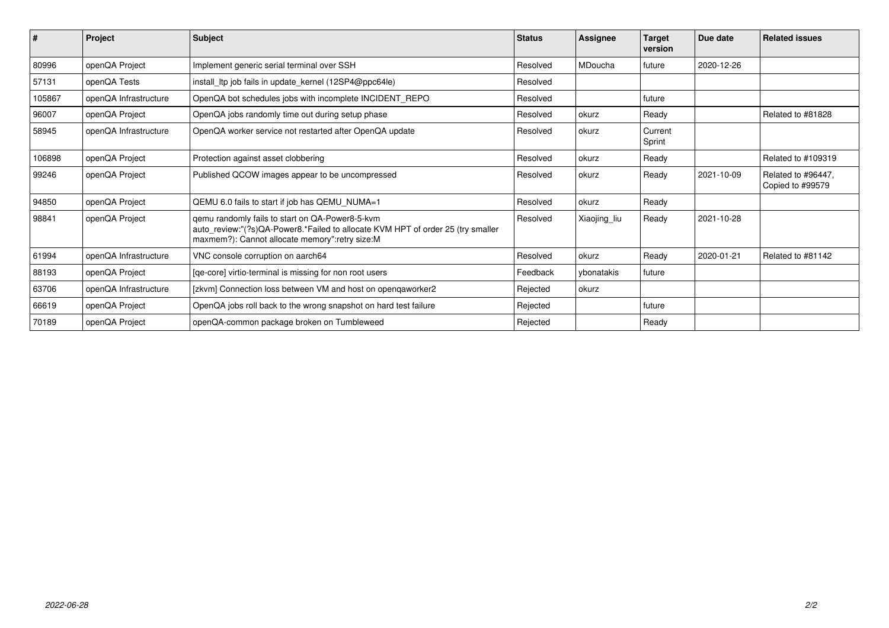| # | Project | Subject | Status | Assignee | Target version | Due date | Related issues |
|---|---|---|---|---|---|---|---|
| 80996 | openQA Project | Implement generic serial terminal over SSH | Resolved | MDoucha | future | 2020-12-26 | |
| 57131 | openQA Tests | install_ltp job fails in update_kernel (12SP4@ppc64le) | Resolved | | | | |
| 105867 | openQA Infrastructure | OpenQA bot schedules jobs with incomplete INCIDENT_REPO | Resolved | | future | | |
| 96007 | openQA Project | OpenQA jobs randomly time out during setup phase | Resolved | okurz | Ready | | Related to #81828 |
| 58945 | openQA Infrastructure | OpenQA worker service not restarted after OpenQA update | Resolved | okurz | Current Sprint | | |
| 106898 | openQA Project | Protection against asset clobbering | Resolved | okurz | Ready | | Related to #109319 |
| 99246 | openQA Project | Published QCOW images appear to be uncompressed | Resolved | okurz | Ready | 2021-10-09 | Related to #96447, Copied to #99579 |
| 94850 | openQA Project | QEMU 6.0 fails to start if job has QEMU_NUMA=1 | Resolved | okurz | Ready | | |
| 98841 | openQA Project | qemu randomly fails to start on QA-Power8-5-kvm auto_review:"(?s)QA-Power8.*Failed to allocate KVM HPT of order 25 (try smaller maxmem?): Cannot allocate memory":retry size:M | Resolved | Xiaojing_liu | Ready | 2021-10-28 | |
| 61994 | openQA Infrastructure | VNC console corruption on aarch64 | Resolved | okurz | Ready | 2020-01-21 | Related to #81142 |
| 88193 | openQA Project | [qe-core] virtio-terminal is missing for non root users | Feedback | ybonatakis | future | | |
| 63706 | openQA Infrastructure | [zkvm] Connection loss between VM and host on openqaworker2 | Rejected | okurz | | | |
| 66619 | openQA Project | OpenQA jobs roll back to the wrong snapshot on hard test failure | Rejected | | future | | |
| 70189 | openQA Project | openQA-common package broken on Tumbleweed | Rejected | | Ready | | |